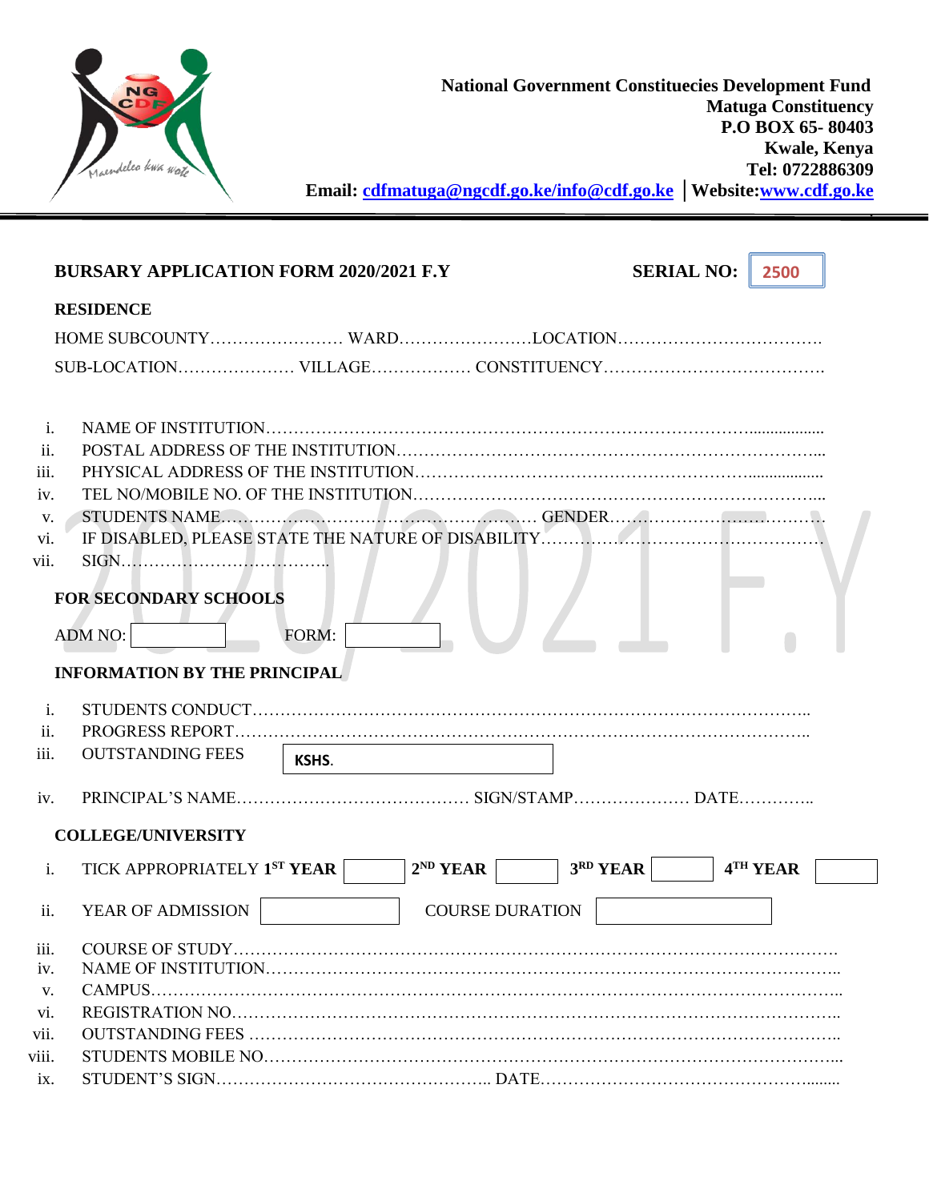**National Government Constituecies Development Fund**
**Matuga Constituency**
**P.O BOX 65- 80403**
**Kwale, Kenya**
**Tel: 0722886309**
**Email: cdfmatuga@ngcdf.go.ke/info@cdf.go.ke | Website: www.cdf.go.ke**

---

## BURSARY APPLICATION FORM 2020/2021 F.Y

**SERIAL NO:** 2500

### RESIDENCE

HOME SUBCOUNTY…………………… WARD…………………LOCATION…………………………….

SUB-LOCATION………………… VILLAGE……………… CONSTITUENCY………………………………….

i. NAME OF INSTITUTION……………………………………………………………………………..................
ii. POSTAL ADDRESS OF THE INSTITUTION…………………………………………………………………...
iii. PHYSICAL ADDRESS OF THE INSTITUTION…………………………………………………..................
iv. TEL NO/MOBILE NO. OF THE INSTITUTION…………………………………………………………………...
v. STUDENTS NAME……………………………………………… GENDER…………………………………
vi. IF DISABLED, PLEASE STATE THE NATURE OF DISABILITY……………………………………………
vii. SIGN………………………………..

### FOR SECONDARY SCHOOLS

ADM NO: ________ FORM: ________

### INFORMATION BY THE PRINCIPAL

i. STUDENTS CONDUCT……………………………………………………………………………………..
ii. PROGRESS REPORT……………………………………………………………………………………….
iii. OUTSTANDING FEES KSHS.
iv. PRINCIPAL'S NAME…………………………………… SIGN/STAMP………………… DATE…………..

### COLLEGE/UNIVERSITY

i. TICK APPROPRIATELY 1ST YEAR ☐ 2ND YEAR ☐ 3RD YEAR ☐ 4TH YEAR ☐
ii. YEAR OF ADMISSION ________ COURSE DURATION ________
iii. COURSE OF STUDY………………………………………………………………………………………….
iv. NAME OF INSTITUTION………………………………………………………………………………………..
v. CAMPUS…………………………………………………………………………………………………………..
vi. REGISTRATION NO……………………………………………………………………………………………..
vii. OUTSTANDING FEES ……………………………………………………………………………………………
viii. STUDENTS MOBILE NO………………………………………………………………………………………...
ix. STUDENT'S SIGN………………………………………….. DATE………………………………………........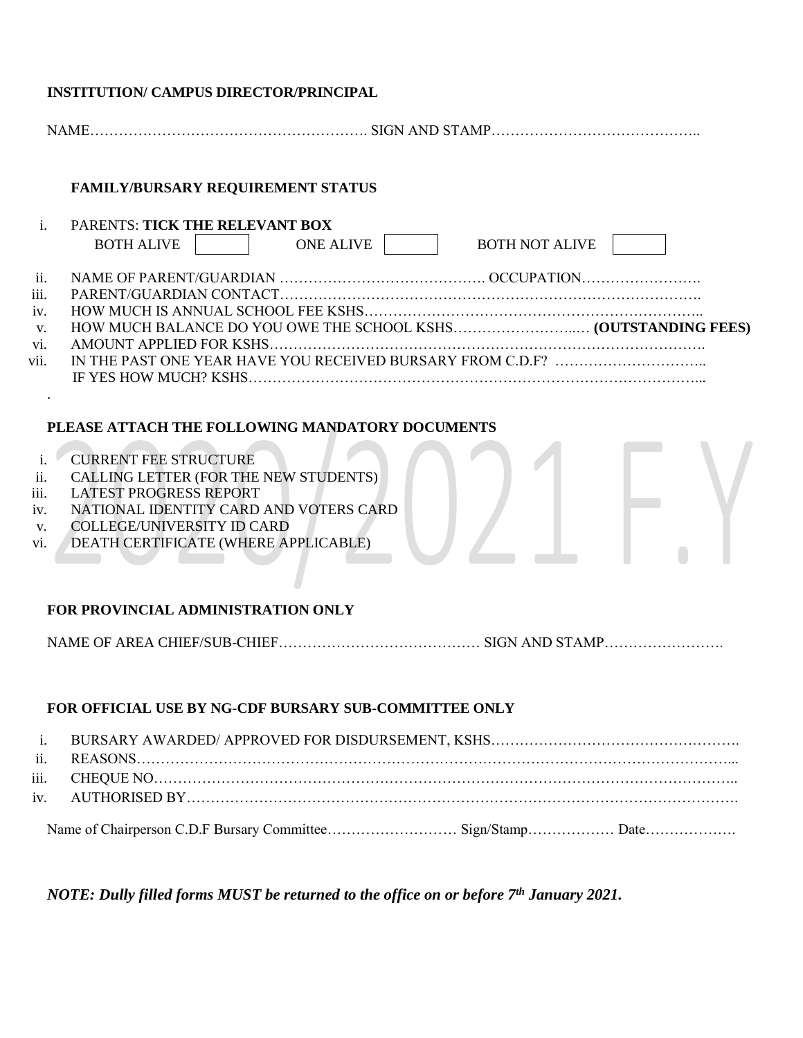**INSTITUTION/ CAMPUS DIRECTOR/PRINCIPAL**

NAME…………………………………………………. SIGN AND STAMP……………………………………..

**FAMILY/BURSARY REQUIREMENT STATUS**

i. PARENTS: **TICK THE RELEVANT BOX**
   BOTH ALIVE ☐ ONE ALIVE ☐ BOTH NOT ALIVE ☐
ii. NAME OF PARENT/GUARDIAN ……………………………………. OCCUPATION…………………….
iii. PARENT/GUARDIAN CONTACT……………………………………………………………………………….
iv. HOW MUCH IS ANNUAL SCHOOL FEE KSHS……………………………………………………………..
v. HOW MUCH BALANCE DO YOU OWE THE SCHOOL KSHS……………………..… **(OUTSTANDING FEES)**
vi. AMOUNT APPLIED FOR KSHS……………………………………………………………………………….
vii. IN THE PAST ONE YEAR HAVE YOU RECEIVED BURSARY FROM C.D.F? …………………………..
   IF YES HOW MUCH? KSHS…………………………………………………………………………………...

**PLEASE ATTACH THE FOLLOWING MANDATORY DOCUMENTS**

i. CURRENT FEE STRUCTURE
ii. CALLING LETTER (FOR THE NEW STUDENTS)
iii. LATEST PROGRESS REPORT
iv. NATIONAL IDENTITY CARD AND VOTERS CARD
v. COLLEGE/UNIVERSITY ID CARD
vi. DEATH CERTIFICATE (WHERE APPLICABLE)

2020/2021 F.Y

**FOR PROVINCIAL ADMINISTRATION ONLY**

NAME OF AREA CHIEF/SUB-CHIEF…………………………………… SIGN AND STAMP…………………….

**FOR OFFICIAL USE BY NG-CDF BURSARY SUB-COMMITTEE ONLY**

i. BURSARY AWARDED/ APPROVED FOR DISDURSEMENT, KSHS…………………………………………….
ii. REASONS…………………………………………………………………………………………………………...
iii. CHEQUE NO……………………………………………………………………………………………………….
iv. AUTHORISED BY………………………………………………………………………………………………….

Name of Chairperson C.D.F Bursary Committee……………………… Sign/Stamp……………… Date……………….

***NOTE: Dully filled forms MUST be returned to the office on or before 7th January 2021.***